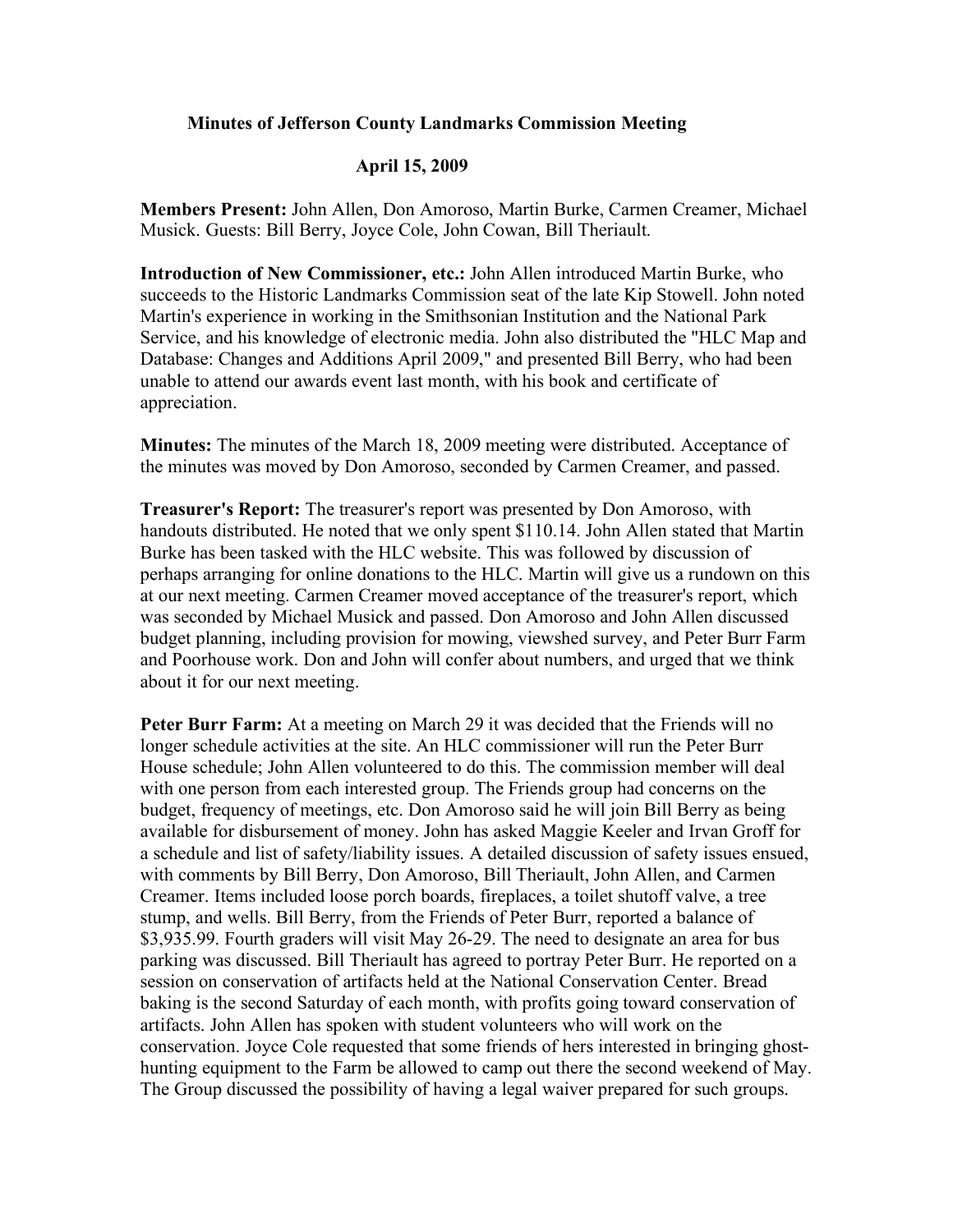**Minutes of Jefferson County Landmarks Commission Meeting**

**April 15, 2009**

**Members Present:** John Allen, Don Amoroso, Martin Burke, Carmen Creamer, Michael Musick. Guests: Bill Berry, Joyce Cole, John Cowan, Bill Theriault.

**Introduction of New Commissioner, etc.:** John Allen introduced Martin Burke, who succeeds to the Historic Landmarks Commission seat of the late Kip Stowell. John noted Martin's experience in working in the Smithsonian Institution and the National Park Service, and his knowledge of electronic media. John also distributed the "HLC Map and Database: Changes and Additions April 2009," and presented Bill Berry, who had been unable to attend our awards event last month, with his book and certificate of appreciation.

**Minutes:** The minutes of the March 18, 2009 meeting were distributed. Acceptance of the minutes was moved by Don Amoroso, seconded by Carmen Creamer, and passed.

**Treasurer's Report:** The treasurer's report was presented by Don Amoroso, with handouts distributed. He noted that we only spent $110.14. John Allen stated that Martin Burke has been tasked with the HLC website. This was followed by discussion of perhaps arranging for online donations to the HLC. Martin will give us a rundown on this at our next meeting. Carmen Creamer moved acceptance of the treasurer's report, which was seconded by Michael Musick and passed. Don Amoroso and John Allen discussed budget planning, including provision for mowing, viewshed survey, and Peter Burr Farm and Poorhouse work. Don and John will confer about numbers, and urged that we think about it for our next meeting.

**Peter Burr Farm:** At a meeting on March 29 it was decided that the Friends will no longer schedule activities at the site. An HLC commissioner will run the Peter Burr House schedule; John Allen volunteered to do this. The commission member will deal with one person from each interested group. The Friends group had concerns on the budget, frequency of meetings, etc. Don Amoroso said he will join Bill Berry as being available for disbursement of money. John has asked Maggie Keeler and Irvan Groff for a schedule and list of safety/liability issues. A detailed discussion of safety issues ensued, with comments by Bill Berry, Don Amoroso, Bill Theriault, John Allen, and Carmen Creamer. Items included loose porch boards, fireplaces, a toilet shutoff valve, a tree stump, and wells. Bill Berry, from the Friends of Peter Burr, reported a balance of $3,935.99. Fourth graders will visit May 26-29. The need to designate an area for bus parking was discussed. Bill Theriault has agreed to portray Peter Burr. He reported on a session on conservation of artifacts held at the National Conservation Center. Bread baking is the second Saturday of each month, with profits going toward conservation of artifacts. John Allen has spoken with student volunteers who will work on the conservation. Joyce Cole requested that some friends of hers interested in bringing ghost-hunting equipment to the Farm be allowed to camp out there the second weekend of May. The Group discussed the possibility of having a legal waiver prepared for such groups.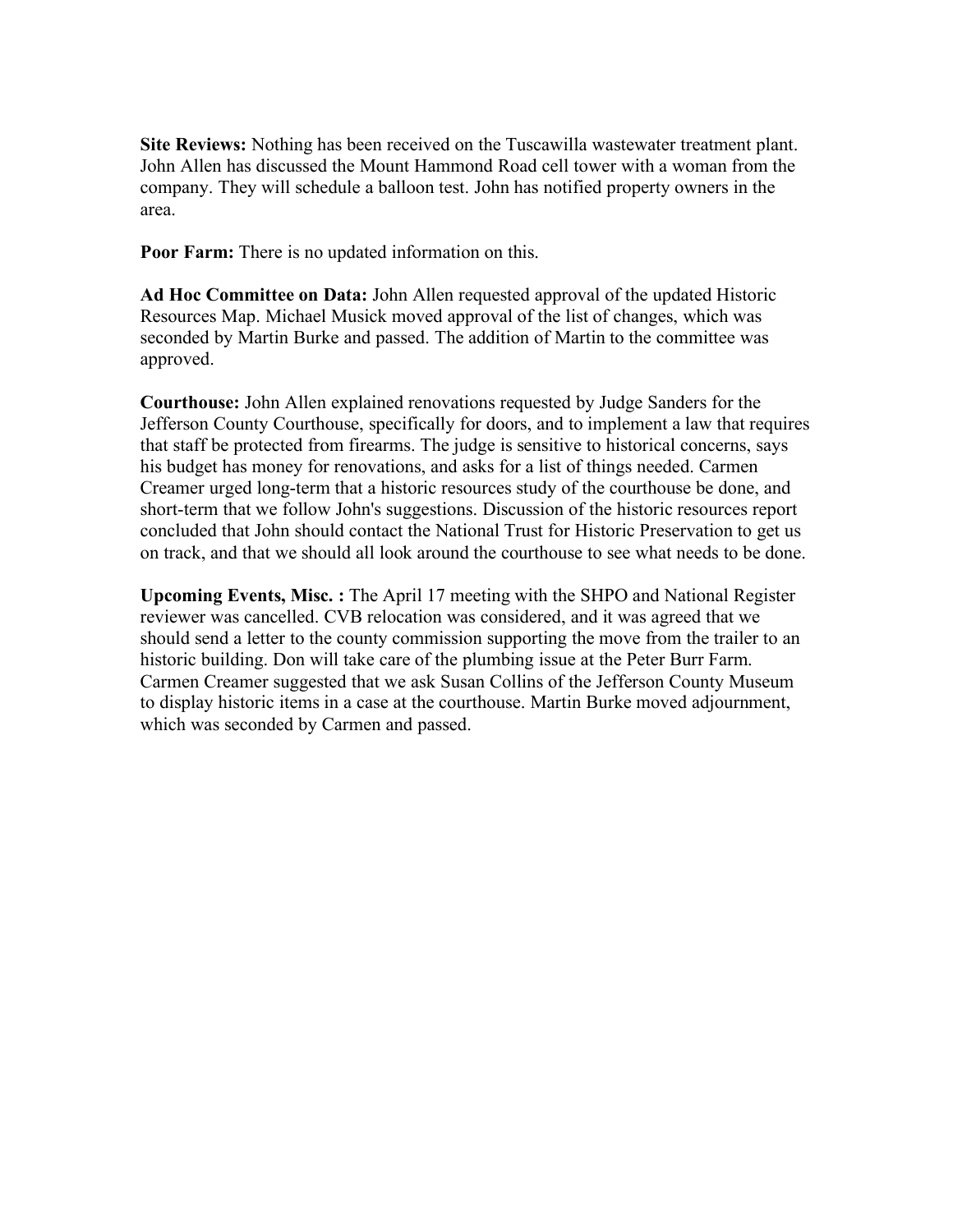**Site Reviews:** Nothing has been received on the Tuscawilla wastewater treatment plant. John Allen has discussed the Mount Hammond Road cell tower with a woman from the company. They will schedule a balloon test. John has notified property owners in the area.

**Poor Farm:** There is no updated information on this.

**Ad Hoc Committee on Data:** John Allen requested approval of the updated Historic Resources Map. Michael Musick moved approval of the list of changes, which was seconded by Martin Burke and passed. The addition of Martin to the committee was approved.

**Courthouse:** John Allen explained renovations requested by Judge Sanders for the Jefferson County Courthouse, specifically for doors, and to implement a law that requires that staff be protected from firearms. The judge is sensitive to historical concerns, says his budget has money for renovations, and asks for a list of things needed. Carmen Creamer urged long-term that a historic resources study of the courthouse be done, and short-term that we follow John's suggestions. Discussion of the historic resources report concluded that John should contact the National Trust for Historic Preservation to get us on track, and that we should all look around the courthouse to see what needs to be done.

**Upcoming Events, Misc. :** The April 17 meeting with the SHPO and National Register reviewer was cancelled. CVB relocation was considered, and it was agreed that we should send a letter to the county commission supporting the move from the trailer to an historic building. Don will take care of the plumbing issue at the Peter Burr Farm. Carmen Creamer suggested that we ask Susan Collins of the Jefferson County Museum to display historic items in a case at the courthouse. Martin Burke moved adjournment, which was seconded by Carmen and passed.